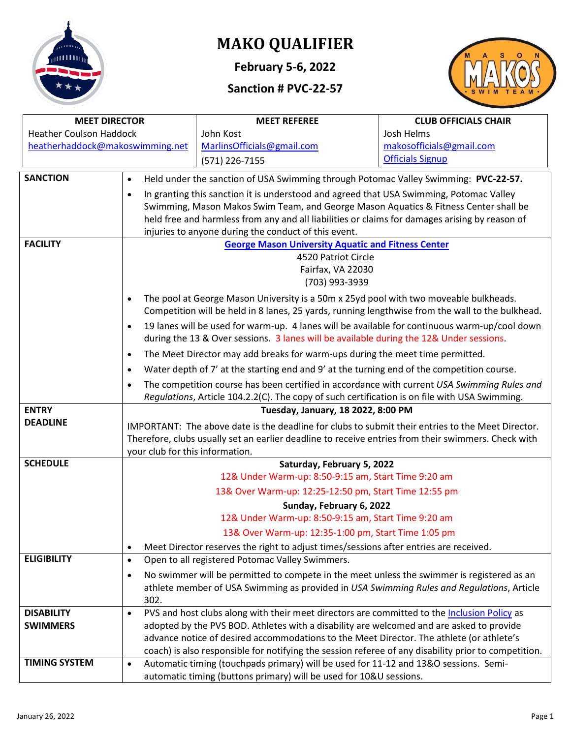# MAKO QUALIFIER

**February 5-6, 2022**

**Sanction # PVC-22-57**

| MEET DIRECTOR | MEET REFEREE | CLUB OFFICIALS CHAIR |
|---|---|---|
| Heather Coulson Haddock<br>heatherhaddock@makoswimming.net | John Kost<br>MarlinsOfficials@gmail.com<br>(571) 226-7155 | Josh Helms<br>makosofficials@gmail.com<br>Officials Signup |

| | |
|---|---|
| **SANCTION** | • Held under the sanction of USA Swimming through Potomac Valley Swimming: **PVC-22-57.**<br>• In granting this sanction it is understood and agreed that USA Swimming, Potomac Valley Swimming, Mason Makos Swim Team, and George Mason Aquatics & Fitness Center shall be held free and harmless from any and all liabilities or claims for damages arising by reason of injuries to anyone during the conduct of this event. |
| **FACILITY** | **George Mason University Aquatic and Fitness Center**<br>4520 Patriot Circle<br>Fairfax, VA 22030<br>(703) 993-3939<br>• The pool at George Mason University is a 50m x 25yd pool with two moveable bulkheads. Competition will be held in 8 lanes, 25 yards, running lengthwise from the wall to the bulkhead.<br>• 19 lanes will be used for warm-up. 4 lanes will be available for continuous warm-up/cool down during the 13 & Over sessions. 3 lanes will be available during the 12& Under sessions.<br>• The Meet Director may add breaks for warm-ups during the meet time permitted.<br>• Water depth of 7' at the starting end and 9' at the turning end of the competition course.<br>• The competition course has been certified in accordance with current *USA Swimming Rules and Regulations*, Article 104.2.2(C). The copy of such certification is on file with USA Swimming. |
| **ENTRY DEADLINE** | **Tuesday, January, 18 2022, 8:00 PM**<br>IMPORTANT: The above date is the deadline for clubs to submit their entries to the Meet Director. Therefore, clubs usually set an earlier deadline to receive entries from their swimmers. Check with your club for this information. |
| **SCHEDULE** | **Saturday, February 5, 2022**<br>12& Under Warm-up: 8:50-9:15 am, Start Time 9:20 am<br>13& Over Warm-up: 12:25-12:50 pm, Start Time 12:55 pm<br>**Sunday, February 6, 2022**<br>12& Under Warm-up: 8:50-9:15 am, Start Time 9:20 am<br>13& Over Warm-up: 12:35-1:00 pm, Start Time 1:05 pm<br>• Meet Director reserves the right to adjust times/sessions after entries are received. |
| **ELIGIBILITY** | • Open to all registered Potomac Valley Swimmers.<br>• No swimmer will be permitted to compete in the meet unless the swimmer is registered as an athlete member of USA Swimming as provided in *USA Swimming Rules and Regulations*, Article 302. |
| **DISABILITY SWIMMERS** | • PVS and host clubs along with their meet directors are committed to the Inclusion Policy as adopted by the PVS BOD. Athletes with a disability are welcomed and are asked to provide advance notice of desired accommodations to the Meet Director. The athlete (or athlete's coach) is also responsible for notifying the session referee of any disability prior to competition. |
| **TIMING SYSTEM** | • Automatic timing (touchpads primary) will be used for 11-12 and 13&O sessions. Semi-automatic timing (buttons primary) will be used for 10&U sessions. |

January 26, 2022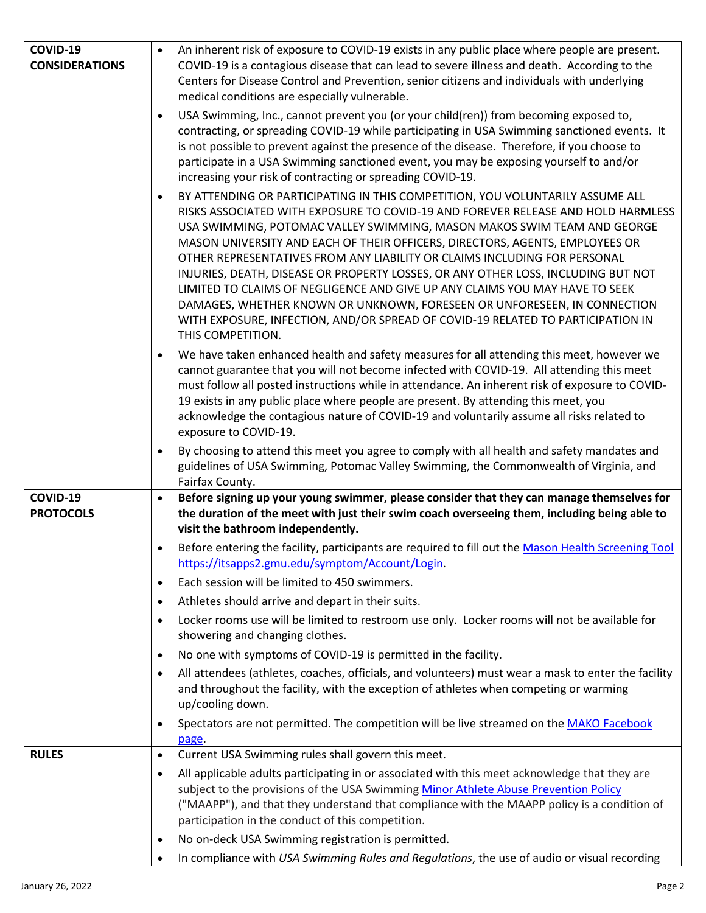| | |
|---|---|
| **COVID-19 CONSIDERATIONS** | • An inherent risk of exposure to COVID-19 exists in any public place where people are present. COVID-19 is a contagious disease that can lead to severe illness and death. According to the Centers for Disease Control and Prevention, senior citizens and individuals with underlying medical conditions are especially vulnerable.<br>• USA Swimming, Inc., cannot prevent you (or your child(ren)) from becoming exposed to, contracting, or spreading COVID-19 while participating in USA Swimming sanctioned events. It is not possible to prevent against the presence of the disease. Therefore, if you choose to participate in a USA Swimming sanctioned event, you may be exposing yourself to and/or increasing your risk of contracting or spreading COVID-19.<br>• BY ATTENDING OR PARTICIPATING IN THIS COMPETITION, YOU VOLUNTARILY ASSUME ALL RISKS ASSOCIATED WITH EXPOSURE TO COVID-19 AND FOREVER RELEASE AND HOLD HARMLESS USA SWIMMING, POTOMAC VALLEY SWIMMING, MASON MAKOS SWIM TEAM AND GEORGE MASON UNIVERSITY AND EACH OF THEIR OFFICERS, DIRECTORS, AGENTS, EMPLOYEES OR OTHER REPRESENTATIVES FROM ANY LIABILITY OR CLAIMS INCLUDING FOR PERSONAL INJURIES, DEATH, DISEASE OR PROPERTY LOSSES, OR ANY OTHER LOSS, INCLUDING BUT NOT LIMITED TO CLAIMS OF NEGLIGENCE AND GIVE UP ANY CLAIMS YOU MAY HAVE TO SEEK DAMAGES, WHETHER KNOWN OR UNKNOWN, FORESEEN OR UNFORESEEN, IN CONNECTION WITH EXPOSURE, INFECTION, AND/OR SPREAD OF COVID-19 RELATED TO PARTICIPATION IN THIS COMPETITION.<br>• We have taken enhanced health and safety measures for all attending this meet, however we cannot guarantee that you will not become infected with COVID-19. All attending this meet must follow all posted instructions while in attendance. An inherent risk of exposure to COVID-19 exists in any public place where people are present. By attending this meet, you acknowledge the contagious nature of COVID-19 and voluntarily assume all risks related to exposure to COVID-19.<br>• By choosing to attend this meet you agree to comply with all health and safety mandates and guidelines of USA Swimming, Potomac Valley Swimming, the Commonwealth of Virginia, and Fairfax County. |
| **COVID-19 PROTOCOLS** | • **Before signing up your young swimmer, please consider that they can manage themselves for the duration of the meet with just their swim coach overseeing them, including being able to visit the bathroom independently.**<br>• Before entering the facility, participants are required to fill out the Mason Health Screening Tool https://itsapps2.gmu.edu/symptom/Account/Login.<br>• Each session will be limited to 450 swimmers.<br>• Athletes should arrive and depart in their suits.<br>• Locker rooms use will be limited to restroom use only. Locker rooms will not be available for showering and changing clothes.<br>• No one with symptoms of COVID-19 is permitted in the facility.<br>• All attendees (athletes, coaches, officials, and volunteers) must wear a mask to enter the facility and throughout the facility, with the exception of athletes when competing or warming up/cooling down.<br>• Spectators are not permitted. The competition will be live streamed on the MAKO Facebook page. |
| **RULES** | • Current USA Swimming rules shall govern this meet.<br>• All applicable adults participating in or associated with this meet acknowledge that they are subject to the provisions of the USA Swimming Minor Athlete Abuse Prevention Policy ("MAAPP"), and that they understand that compliance with the MAAPP policy is a condition of participation in the conduct of this competition.<br>• No on-deck USA Swimming registration is permitted.<br>• In compliance with *USA Swimming Rules and Regulations*, the use of audio or visual recording |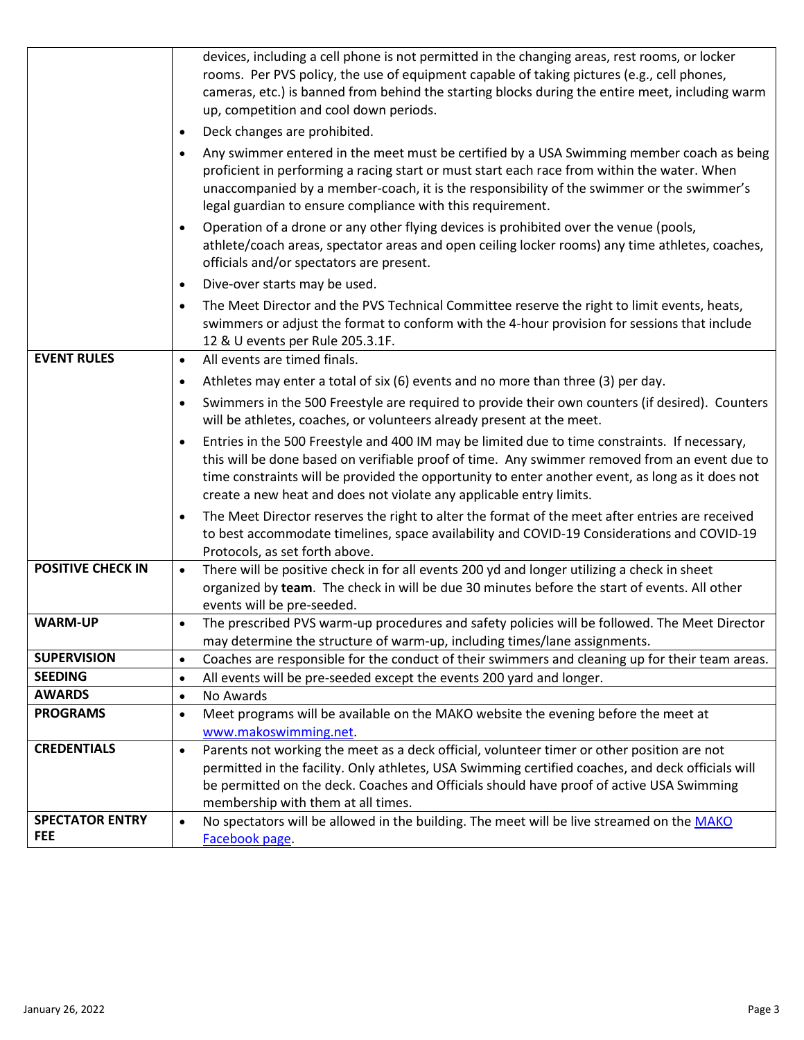| | |
|---|---|
| | devices, including a cell phone is not permitted in the changing areas, rest rooms, or locker rooms. Per PVS policy, the use of equipment capable of taking pictures (e.g., cell phones, cameras, etc.) is banned from behind the starting blocks during the entire meet, including warm up, competition and cool down periods.<br>• Deck changes are prohibited.<br>• Any swimmer entered in the meet must be certified by a USA Swimming member coach as being proficient in performing a racing start or must start each race from within the water. When unaccompanied by a member-coach, it is the responsibility of the swimmer or the swimmer's legal guardian to ensure compliance with this requirement.<br>• Operation of a drone or any other flying devices is prohibited over the venue (pools, athlete/coach areas, spectator areas and open ceiling locker rooms) any time athletes, coaches, officials and/or spectators are present.<br>• Dive-over starts may be used.<br>• The Meet Director and the PVS Technical Committee reserve the right to limit events, heats, swimmers or adjust the format to conform with the 4-hour provision for sessions that include 12 & U events per Rule 205.3.1F. |
| **EVENT RULES** | • All events are timed finals.<br>• Athletes may enter a total of six (6) events and no more than three (3) per day.<br>• Swimmers in the 500 Freestyle are required to provide their own counters (if desired). Counters will be athletes, coaches, or volunteers already present at the meet.<br>• Entries in the 500 Freestyle and 400 IM may be limited due to time constraints. If necessary, this will be done based on verifiable proof of time. Any swimmer removed from an event due to time constraints will be provided the opportunity to enter another event, as long as it does not create a new heat and does not violate any applicable entry limits.<br>• The Meet Director reserves the right to alter the format of the meet after entries are received to best accommodate timelines, space availability and COVID-19 Considerations and COVID-19 Protocols, as set forth above. |
| **POSITIVE CHECK IN** | • There will be positive check in for all events 200 yd and longer utilizing a check in sheet organized by **team**. The check in will be due 30 minutes before the start of events. All other events will be pre-seeded. |
| **WARM-UP** | • The prescribed PVS warm-up procedures and safety policies will be followed. The Meet Director may determine the structure of warm-up, including times/lane assignments. |
| **SUPERVISION** | • Coaches are responsible for the conduct of their swimmers and cleaning up for their team areas. |
| **SEEDING** | • All events will be pre-seeded except the events 200 yard and longer. |
| **AWARDS** | • No Awards |
| **PROGRAMS** | • Meet programs will be available on the MAKO website the evening before the meet at [www.makoswimming.net](www.makoswimming.net). |
| **CREDENTIALS** | • Parents not working the meet as a deck official, volunteer timer or other position are not permitted in the facility. Only athletes, USA Swimming certified coaches, and deck officials will be permitted on the deck. Coaches and Officials should have proof of active USA Swimming membership with them at all times. |
| **SPECTATOR ENTRY FEE** | • No spectators will be allowed in the building. The meet will be live streamed on the MAKO Facebook page. |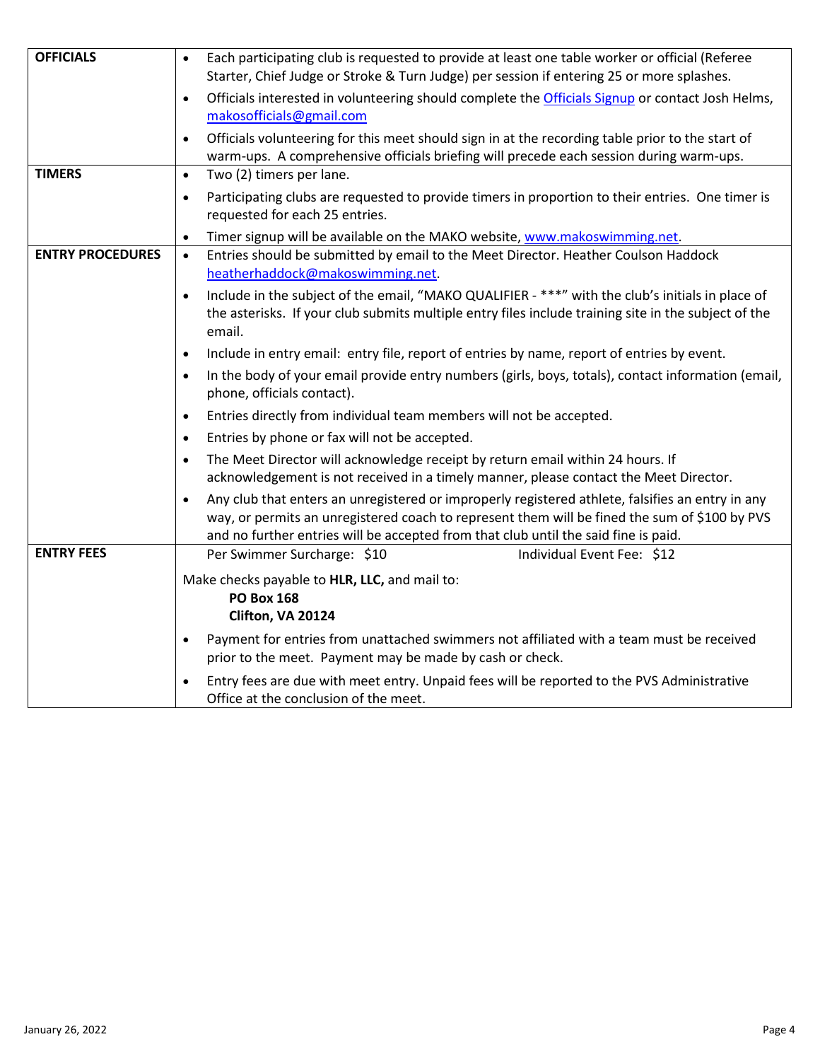| | |
|---|---|
| **OFFICIALS** | • Each participating club is requested to provide at least one table worker or official (Referee Starter, Chief Judge or Stroke & Turn Judge) per session if entering 25 or more splashes.<br>• Officials interested in volunteering should complete the Officials Signup or contact Josh Helms, makosofficials@gmail.com<br>• Officials volunteering for this meet should sign in at the recording table prior to the start of warm-ups. A comprehensive officials briefing will precede each session during warm-ups. |
| **TIMERS** | • Two (2) timers per lane.<br>• Participating clubs are requested to provide timers in proportion to their entries. One timer is requested for each 25 entries.<br>• Timer signup will be available on the MAKO website, www.makoswimming.net. |
| **ENTRY PROCEDURES** | • Entries should be submitted by email to the Meet Director. Heather Coulson Haddock heatherhaddock@makoswimming.net.<br>• Include in the subject of the email, "MAKO QUALIFIER - ***" with the club's initials in place of the asterisks. If your club submits multiple entry files include training site in the subject of the email.<br>• Include in entry email: entry file, report of entries by name, report of entries by event.<br>• In the body of your email provide entry numbers (girls, boys, totals), contact information (email, phone, officials contact).<br>• Entries directly from individual team members will not be accepted.<br>• Entries by phone or fax will not be accepted.<br>• The Meet Director will acknowledge receipt by return email within 24 hours. If acknowledgement is not received in a timely manner, please contact the Meet Director.<br>• Any club that enters an unregistered or improperly registered athlete, falsifies an entry in any way, or permits an unregistered coach to represent them will be fined the sum of $100 by PVS and no further entries will be accepted from that club until the said fine is paid. |
| **ENTRY FEES** | Per Swimmer Surcharge: $10 &nbsp;&nbsp;&nbsp;&nbsp; Individual Event Fee: $12<br><br>Make checks payable to **HLR, LLC,** and mail to:<br>**PO Box 168**<br>**Clifton, VA 20124**<br><br>• Payment for entries from unattached swimmers not affiliated with a team must be received prior to the meet. Payment may be made by cash or check.<br>• Entry fees are due with meet entry. Unpaid fees will be reported to the PVS Administrative Office at the conclusion of the meet. |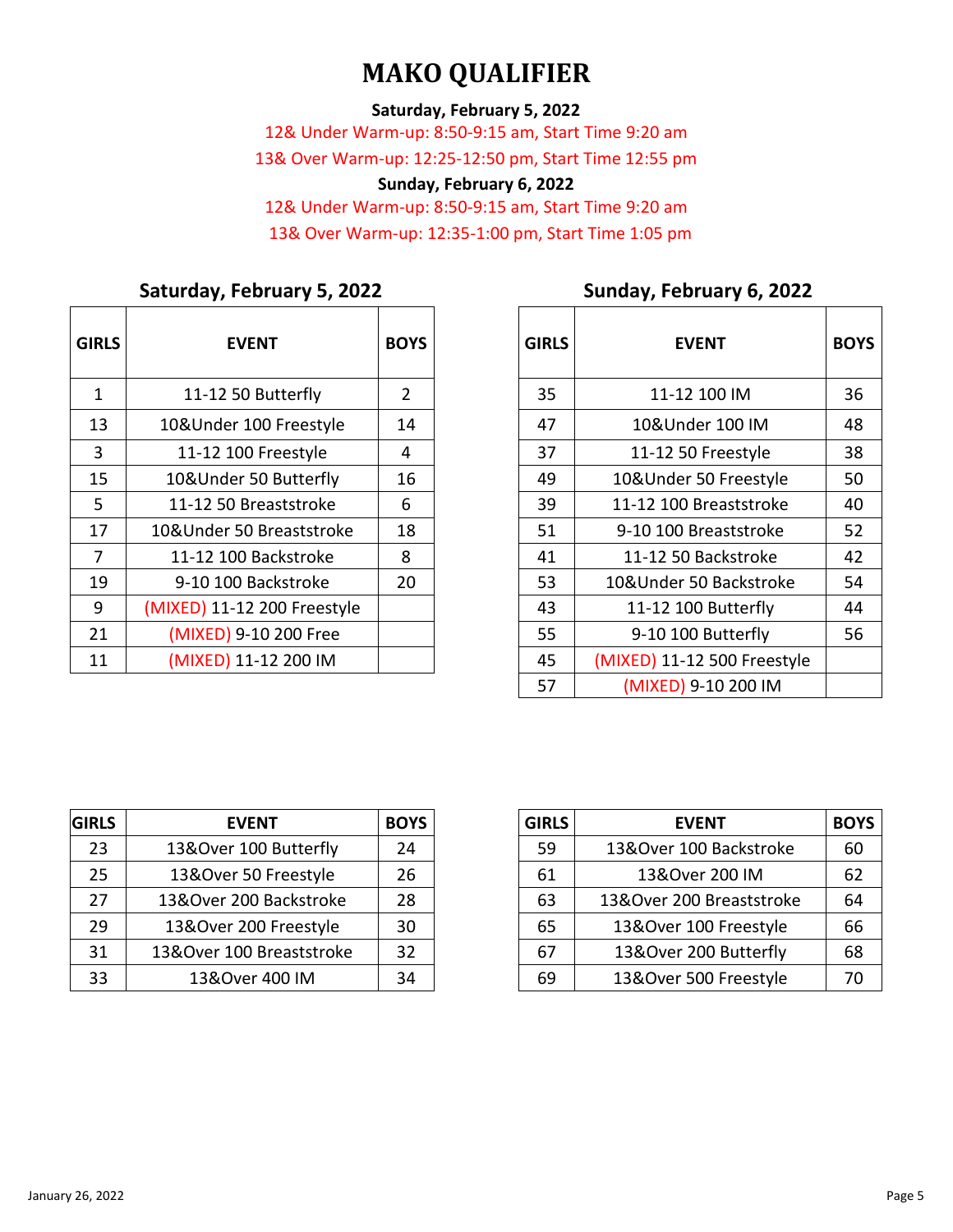# MAKO QUALIFIER

**Saturday, February 5, 2022**

12& Under Warm-up: 8:50-9:15 am, Start Time 9:20 am

13& Over Warm-up: 12:25-12:50 pm, Start Time 12:55 pm

**Sunday, February 6, 2022**

12& Under Warm-up: 8:50-9:15 am, Start Time 9:20 am

13& Over Warm-up: 12:35-1:00 pm, Start Time 1:05 pm

## Saturday, February 5, 2022

| GIRLS | EVENT | BOYS |
|---|---|---|
| 1 | 11-12 50 Butterfly | 2 |
| 13 | 10&Under 100 Freestyle | 14 |
| 3 | 11-12 100 Freestyle | 4 |
| 15 | 10&Under 50 Butterfly | 16 |
| 5 | 11-12 50 Breaststroke | 6 |
| 17 | 10&Under 50 Breaststroke | 18 |
| 7 | 11-12 100 Backstroke | 8 |
| 19 | 9-10 100 Backstroke | 20 |
| 9 | (MIXED) 11-12 200 Freestyle | |
| 21 | (MIXED) 9-10 200 Free | |
| 11 | (MIXED) 11-12 200 IM | |

| GIRLS | EVENT | BOYS |
|---|---|---|
| 23 | 13&Over 100 Butterfly | 24 |
| 25 | 13&Over 50 Freestyle | 26 |
| 27 | 13&Over 200 Backstroke | 28 |
| 29 | 13&Over 200 Freestyle | 30 |
| 31 | 13&Over 100 Breaststroke | 32 |
| 33 | 13&Over 400 IM | 34 |

## Sunday, February 6, 2022

| GIRLS | EVENT | BOYS |
|---|---|---|
| 35 | 11-12 100 IM | 36 |
| 47 | 10&Under 100 IM | 48 |
| 37 | 11-12 50 Freestyle | 38 |
| 49 | 10&Under 50 Freestyle | 50 |
| 39 | 11-12 100 Breaststroke | 40 |
| 51 | 9-10 100 Breaststroke | 52 |
| 41 | 11-12 50 Backstroke | 42 |
| 53 | 10&Under 50 Backstroke | 54 |
| 43 | 11-12 100 Butterfly | 44 |
| 55 | 9-10 100 Butterfly | 56 |
| 45 | (MIXED) 11-12 500 Freestyle | |
| 57 | (MIXED) 9-10 200 IM | |

| GIRLS | EVENT | BOYS |
|---|---|---|
| 59 | 13&Over 100 Backstroke | 60 |
| 61 | 13&Over 200 IM | 62 |
| 63 | 13&Over 200 Breaststroke | 64 |
| 65 | 13&Over 100 Freestyle | 66 |
| 67 | 13&Over 200 Butterfly | 68 |
| 69 | 13&Over 500 Freestyle | 70 |

January 26, 2022